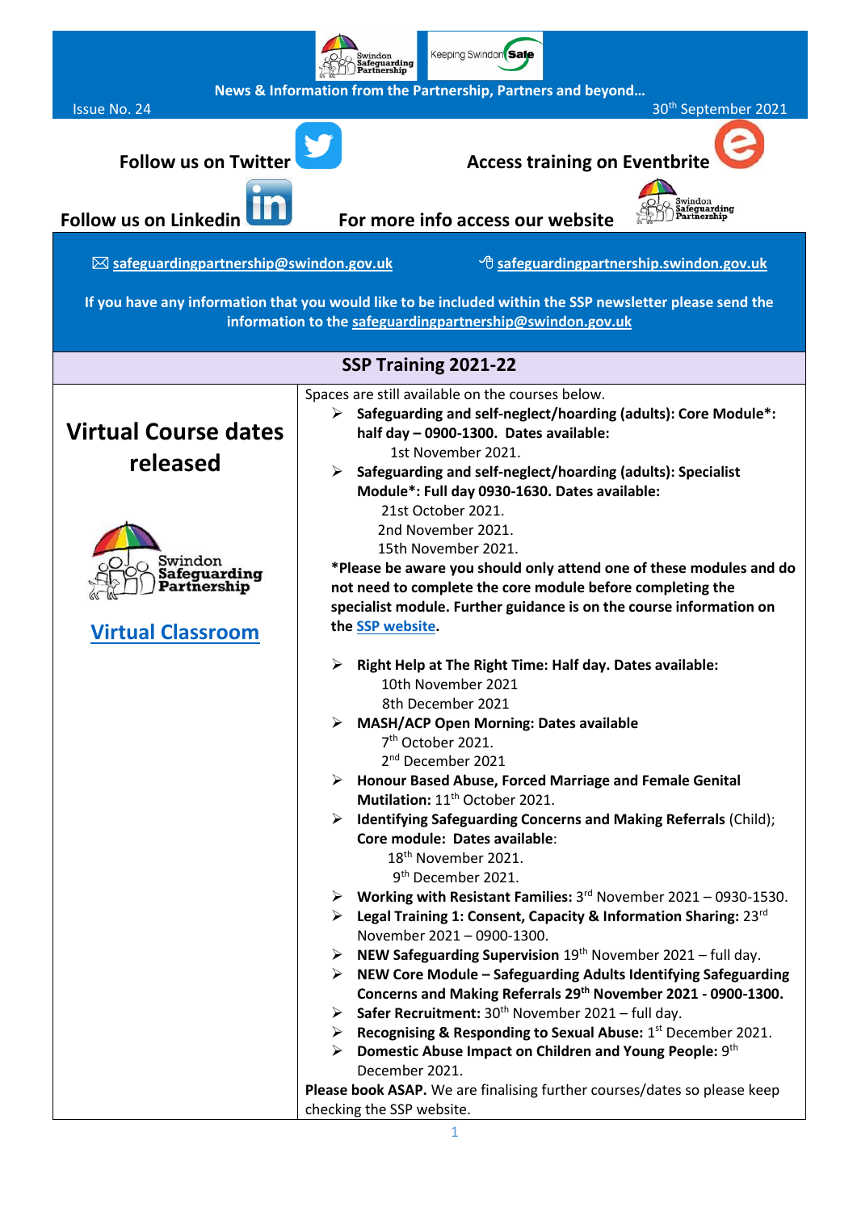News & Information from the Partnership, Partners and beyond…

Issue No. 24 — 30th September 2021

**Follow us on Twitter** | **Access training on Eventbrite**

**Follow us on Linkedin** | **For more info access our website**

✉ safeguardingpartnership@swindon.gov.uk | safeguardingpartnership.swindon.gov.uk

**If you have any information that you would like to be included within the SSP newsletter please send the information to the safeguardingpartnership@swindon.gov.uk**

## SSP Training 2021-22

# Virtual Course dates released

**Virtual Classroom**

Spaces are still available on the courses below.

- **Safeguarding and self-neglect/hoarding (adults): Core Module*: half day – 0900-1300. Dates available:**
  1st November 2021.
- **Safeguarding and self-neglect/hoarding (adults): Specialist Module*: Full day 0930-1630. Dates available:**
  21st October 2021.
  2nd November 2021.
  15th November 2021.

**\*Please be aware you should only attend one of these modules and do not need to complete the core module before completing the specialist module. Further guidance is on the course information on the SSP website.**

- **Right Help at The Right Time: Half day. Dates available:**
  10th November 2021
  8th December 2021
- **MASH/ACP Open Morning: Dates available**
  7th October 2021.
  2nd December 2021
- **Honour Based Abuse, Forced Marriage and Female Genital Mutilation:** 11th October 2021.
- **Identifying Safeguarding Concerns and Making Referrals** (Child); **Core module: Dates available**:
  18th November 2021.
  9th December 2021.
- **Working with Resistant Families:** 3rd November 2021 – 0930-1530.
- **Legal Training 1: Consent, Capacity & Information Sharing:** 23rd November 2021 – 0900-1300.
- **NEW Safeguarding Supervision** 19th November 2021 – full day.
- **NEW Core Module – Safeguarding Adults Identifying Safeguarding Concerns and Making Referrals 29th November 2021 - 0900-1300.**
- **Safer Recruitment:** 30th November 2021 – full day.
- **Recognising & Responding to Sexual Abuse:** 1st December 2021.
- **Domestic Abuse Impact on Children and Young People:** 9th December 2021.

**Please book ASAP.** We are finalising further courses/dates so please keep checking the SSP website.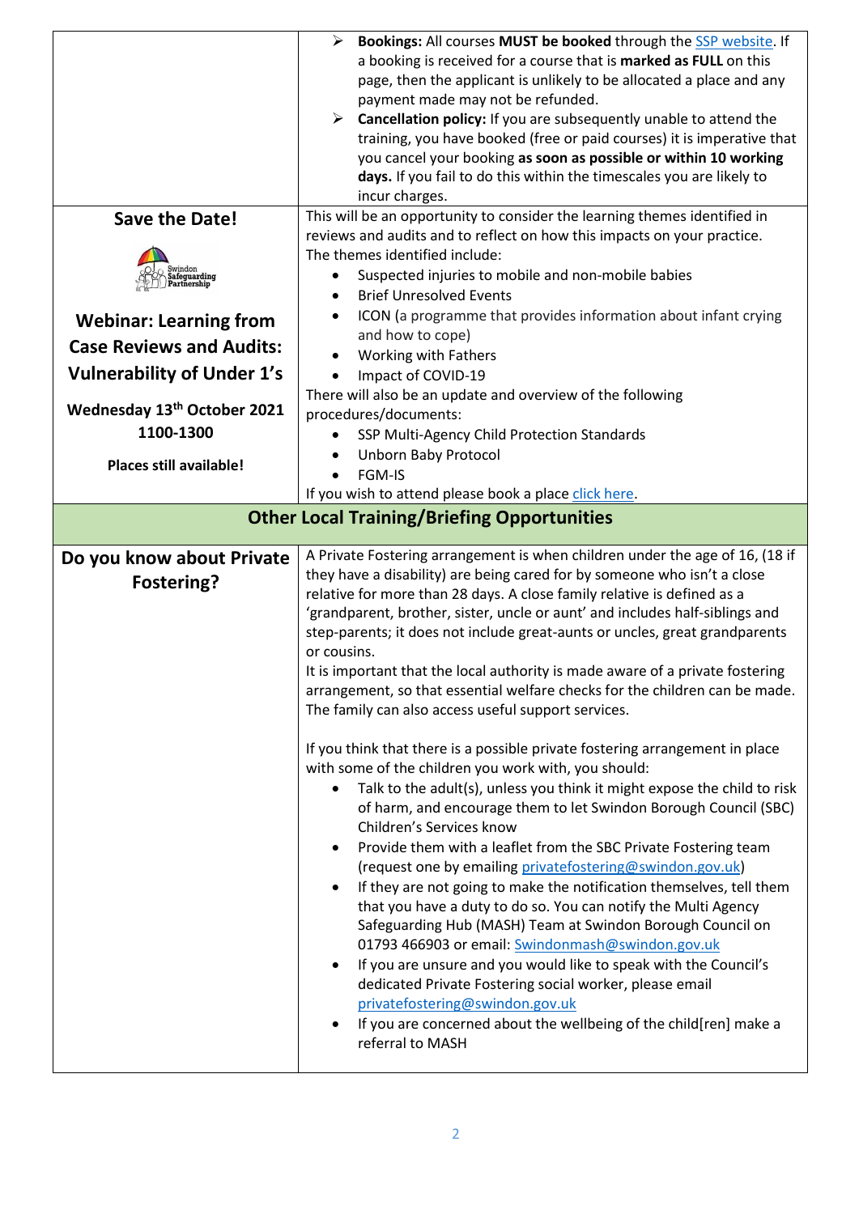| | |
|---|---|
| | ➢ **Bookings:** All courses **MUST be booked** through the SSP website. If a booking is received for a course that is **marked as FULL** on this page, then the applicant is unlikely to be allocated a place and any payment made may not be refunded.<br>➢ **Cancellation policy:** If you are subsequently unable to attend the training, you have booked (free or paid courses) it is imperative that you cancel your booking **as soon as possible or within 10 working days.** If you fail to do this within the timescales you are likely to incur charges. |
| **Save the Date!**<br><br>Swindon Safeguarding Partnership<br><br>**Webinar: Learning from Case Reviews and Audits: Vulnerability of Under 1's**<br><br>**Wednesday 13th October 2021 1100-1300**<br><br>**Places still available!** | This will be an opportunity to consider the learning themes identified in reviews and audits and to reflect on how this impacts on your practice.<br>The themes identified include:<br>• Suspected injuries to mobile and non-mobile babies<br>• Brief Unresolved Events<br>• ICON (a programme that provides information about infant crying and how to cope)<br>• Working with Fathers<br>• Impact of COVID-19<br>There will also be an update and overview of the following procedures/documents:<br>• SSP Multi-Agency Child Protection Standards<br>• Unborn Baby Protocol<br>• FGM-IS<br>If you wish to attend please book a place click here. |
| **Other Local Training/Briefing Opportunities** | |
| **Do you know about Private Fostering?** | A Private Fostering arrangement is when children under the age of 16, (18 if they have a disability) are being cared for by someone who isn't a close relative for more than 28 days. A close family relative is defined as a 'grandparent, brother, sister, uncle or aunt' and includes half-siblings and step-parents; it does not include great-aunts or uncles, great grandparents or cousins.<br>It is important that the local authority is made aware of a private fostering arrangement, so that essential welfare checks for the children can be made. The family can also access useful support services.<br><br>If you think that there is a possible private fostering arrangement in place with some of the children you work with, you should:<br>• Talk to the adult(s), unless you think it might expose the child to risk of harm, and encourage them to let Swindon Borough Council (SBC) Children's Services know<br>• Provide them with a leaflet from the SBC Private Fostering team (request one by emailing privatefostering@swindon.gov.uk)<br>• If they are not going to make the notification themselves, tell them that you have a duty to do so. You can notify the Multi Agency Safeguarding Hub (MASH) Team at Swindon Borough Council on 01793 466903 or email: Swindonmash@swindon.gov.uk<br>• If you are unsure and you would like to speak with the Council's dedicated Private Fostering social worker, please email privatefostering@swindon.gov.uk<br>• If you are concerned about the wellbeing of the child[ren] make a referral to MASH |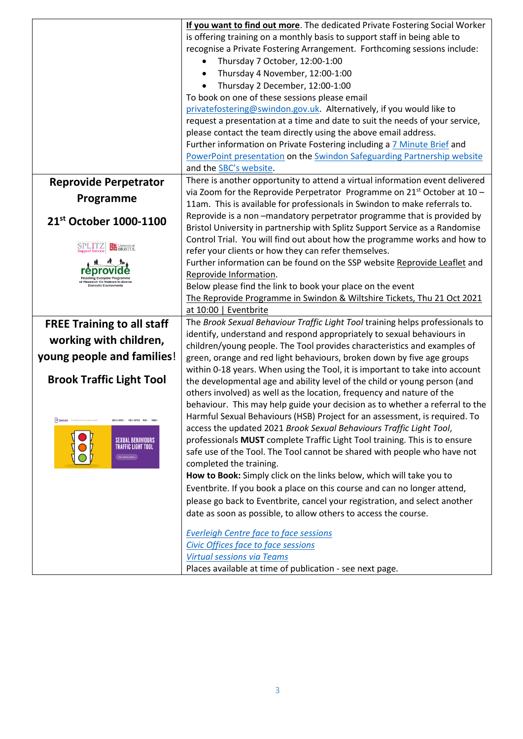| | |
|---|---|
| | **If you want to find out more**. The dedicated Private Fostering Social Worker is offering training on a monthly basis to support staff in being able to recognise a Private Fostering Arrangement. Forthcoming sessions include:<br>• Thursday 7 October, 12:00-1:00<br>• Thursday 4 November, 12:00-1:00<br>• Thursday 2 December, 12:00-1:00<br>To book on one of these sessions please email privatefostering@swindon.gov.uk. Alternatively, if you would like to request a presentation at a time and date to suit the needs of your service, please contact the team directly using the above email address.<br>Further information on Private Fostering including a 7 Minute Brief and PowerPoint presentation on the Swindon Safeguarding Partnership website and the SBC's website. |
| **Reprovide Perpetrator Programme**<br><br>**21st October 1000-1100** | There is another opportunity to attend a virtual information event delivered via Zoom for the Reprovide Perpetrator Programme on 21st October at 10 – 11am. This is available for professionals in Swindon to make referrals to.<br>Reprovide is a non –mandatory perpetrator programme that is provided by Bristol University in partnership with Splitz Support Service as a Randomise Control Trial. You will find out about how the programme works and how to refer your clients or how they can refer themselves.<br>Further information can be found on the SSP website Reprovide Leaflet and Reprovide Information.<br>Below please find the link to book your place on the event<br>The Reprovide Programme in Swindon & Wiltshire Tickets, Thu 21 Oct 2021 at 10:00 \| Eventbrite |
| **FREE Training to all staff working with children, young people and families!**<br><br>**Brook Traffic Light Tool** | The *Brook Sexual Behaviour Traffic Light Tool* training helps professionals to identify, understand and respond appropriately to sexual behaviours in children/young people. The Tool provides characteristics and examples of green, orange and red light behaviours, broken down by five age groups within 0-18 years. When using the Tool, it is important to take into account the developmental age and ability level of the child or young person (and others involved) as well as the location, frequency and nature of the behaviour. This may help guide your decision as to whether a referral to the Harmful Sexual Behaviours (HSB) Project for an assessment, is required. To access the updated 2021 *Brook Sexual Behaviours Traffic Light Tool*, professionals **MUST** complete Traffic Light Tool training. This is to ensure safe use of the Tool. The Tool cannot be shared with people who have not completed the training.<br>**How to Book:** Simply click on the links below, which will take you to Eventbrite. If you book a place on this course and can no longer attend, please go back to Eventbrite, cancel your registration, and select another date as soon as possible, to allow others to access the course.<br><br>*Everleigh Centre face to face sessions*<br>*Civic Offices face to face sessions*<br>*Virtual sessions via Teams*<br>Places available at time of publication - see next page. |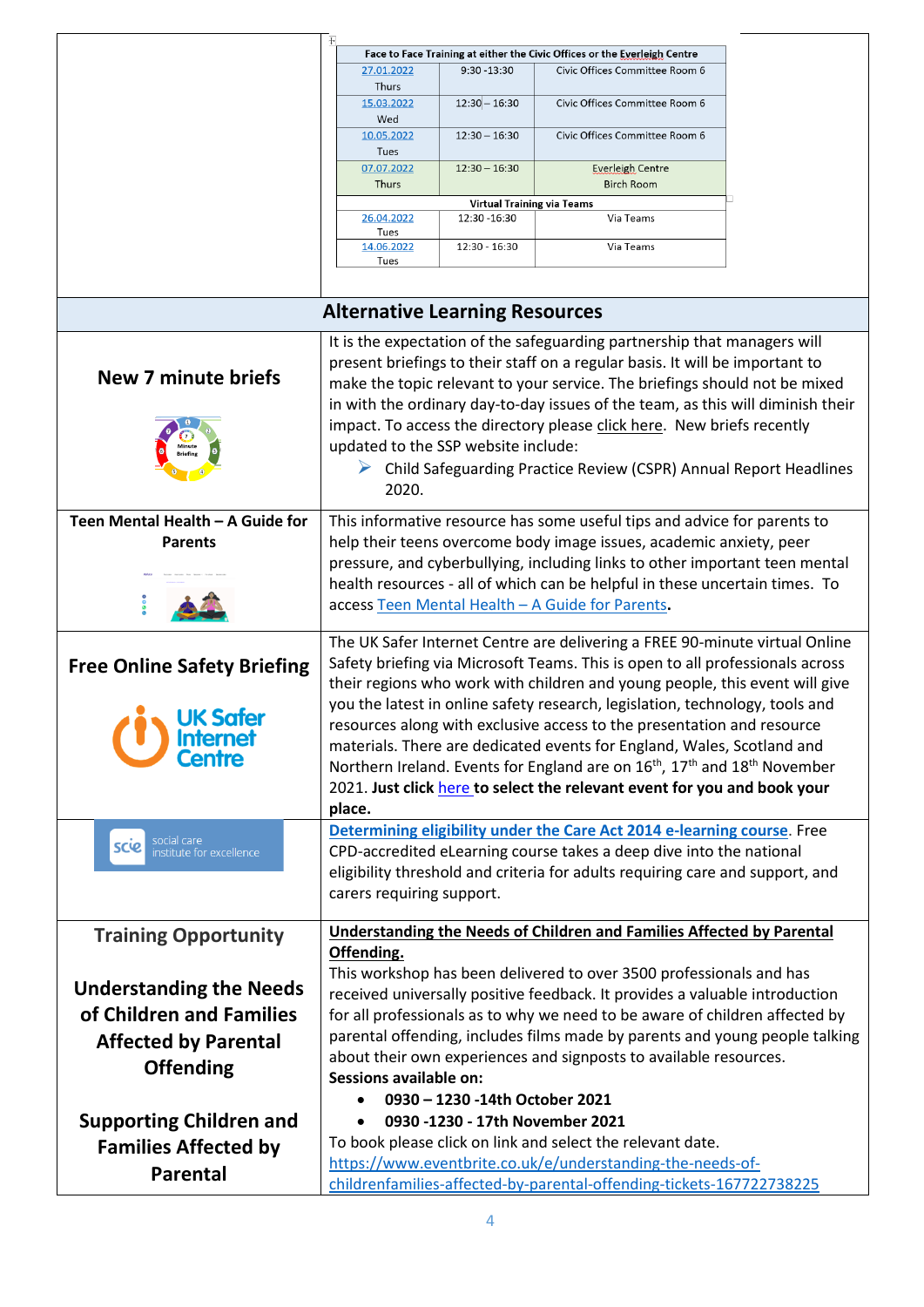| Face to Face Training at either the Civic Offices or the Everleigh Centre | | |
|---|---|---|
| 27.01.2022 Thurs | 9:30 -13:30 | Civic Offices Committee Room 6 |
| 15.03.2022 Wed | 12:30 – 16:30 | Civic Offices Committee Room 6 |
| 10.05.2022 Tues | 12:30 – 16:30 | Civic Offices Committee Room 6 |
| 07.07.2022 Thurs | 12:30 – 16:30 | Everleigh Centre Birch Room |
| **Virtual Training via Teams** | | |
| 26.04.2022 Tues | 12:30 -16:30 | Via Teams |
| 14.06.2022 Tues | 12:30 - 16:30 | Via Teams |

## Alternative Learning Resources

### New 7 minute briefs

It is the expectation of the safeguarding partnership that managers will present briefings to their staff on a regular basis. It will be important to make the topic relevant to your service. The briefings should not be mixed in with the ordinary day-to-day issues of the team, as this will diminish their impact. To access the directory please click here. New briefs recently updated to the SSP website include:

- Child Safeguarding Practice Review (CSPR) Annual Report Headlines 2020.

### Teen Mental Health – A Guide for Parents

This informative resource has some useful tips and advice for parents to help their teens overcome body image issues, academic anxiety, peer pressure, and cyberbullying, including links to other important teen mental health resources - all of which can be helpful in these uncertain times. To access Teen Mental Health – A Guide for Parents.

### Free Online Safety Briefing

UK Safer Internet Centre

The UK Safer Internet Centre are delivering a FREE 90-minute virtual Online Safety briefing via Microsoft Teams. This is open to all professionals across their regions who work with children and young people, this event will give you the latest in online safety research, legislation, technology, tools and resources along with exclusive access to the presentation and resource materials. There are dedicated events for England, Wales, Scotland and Northern Ireland. Events for England are on 16th, 17th and 18th November 2021. **Just click here to select the relevant event for you and book your place.**

### scie social care institute for excellence

**Determining eligibility under the Care Act 2014 e-learning course**. Free CPD-accredited eLearning course takes a deep dive into the national eligibility threshold and criteria for adults requiring care and support, and carers requiring support.

### Training Opportunity

**Understanding the Needs of Children and Families Affected by Parental Offending**

**Supporting Children and Families Affected by Parental**

**Understanding the Needs of Children and Families Affected by Parental Offending.**

This workshop has been delivered to over 3500 professionals and has received universally positive feedback. It provides a valuable introduction for all professionals as to why we need to be aware of children affected by parental offending, includes films made by parents and young people talking about their own experiences and signposts to available resources.

**Sessions available on:**

- **0930 – 1230 -14th October 2021**
- **0930 -1230 - 17th November 2021**

To book please click on link and select the relevant date.
https://www.eventbrite.co.uk/e/understanding-the-needs-of-childrenfamilies-affected-by-parental-offending-tickets-167722738225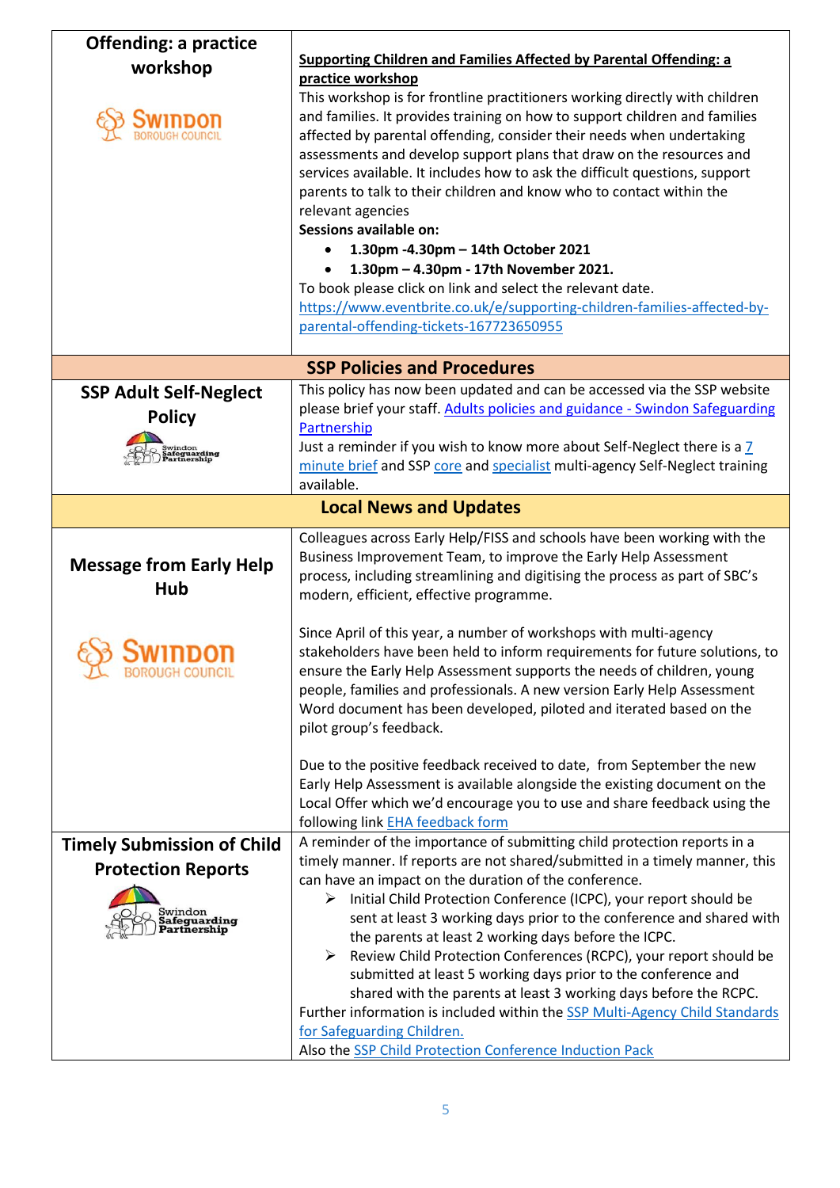| Offending: a practice workshop | **Supporting Children and Families Affected by Parental Offending: a practice workshop**<br>This workshop is for frontline practitioners working directly with children and families. It provides training on how to support children and families affected by parental offending, consider their needs when undertaking assessments and develop support plans that draw on the resources and services available. It includes how to ask the difficult questions, support parents to talk to their children and know who to contact within the relevant agencies<br>**Sessions available on:**<br>• **1.30pm -4.30pm – 14th October 2021**<br>• **1.30pm – 4.30pm - 17th November 2021.**<br>To book please click on link and select the relevant date.<br>https://www.eventbrite.co.uk/e/supporting-children-families-affected-by-parental-offending-tickets-167723650955 |
|---|---|
| **SSP Policies and Procedures** | |
| **SSP Adult Self-Neglect Policy** | This policy has now been updated and can be accessed via the SSP website please brief your staff. Adults policies and guidance - Swindon Safeguarding Partnership<br>Just a reminder if you wish to know more about Self-Neglect there is a 7 minute brief and SSP core and specialist multi-agency Self-Neglect training available. |
| **Local News and Updates** | |
| **Message from Early Help Hub** | Colleagues across Early Help/FISS and schools have been working with the Business Improvement Team, to improve the Early Help Assessment process, including streamlining and digitising the process as part of SBC's modern, efficient, effective programme.<br><br>Since April of this year, a number of workshops with multi-agency stakeholders have been held to inform requirements for future solutions, to ensure the Early Help Assessment supports the needs of children, young people, families and professionals. A new version Early Help Assessment Word document has been developed, piloted and iterated based on the pilot group's feedback.<br><br>Due to the positive feedback received to date, from September the new Early Help Assessment is available alongside the existing document on the Local Offer which we'd encourage you to use and share feedback using the following link EHA feedback form |
| **Timely Submission of Child Protection Reports** | A reminder of the importance of submitting child protection reports in a timely manner. If reports are not shared/submitted in a timely manner, this can have an impact on the duration of the conference.<br>➢ Initial Child Protection Conference (ICPC), your report should be sent at least 3 working days prior to the conference and shared with the parents at least 2 working days before the ICPC.<br>➢ Review Child Protection Conferences (RCPC), your report should be submitted at least 5 working days prior to the conference and shared with the parents at least 3 working days before the RCPC.<br>Further information is included within the SSP Multi-Agency Child Standards for Safeguarding Children.<br>Also the SSP Child Protection Conference Induction Pack |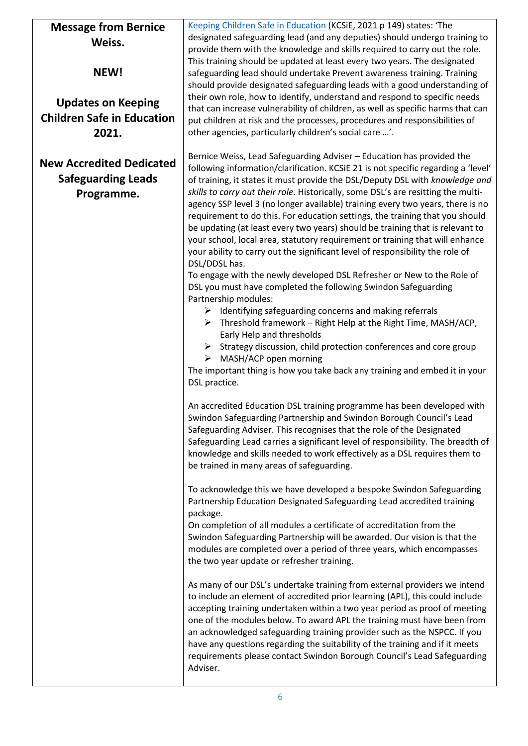**Message from Bernice Weiss.**

**NEW!**

**Updates on Keeping Children Safe in Education 2021.**

**New Accredited Dedicated Safeguarding Leads Programme.**

Keeping Children Safe in Education (KCSiE, 2021 p 149) states: 'The designated safeguarding lead (and any deputies) should undergo training to provide them with the knowledge and skills required to carry out the role. This training should be updated at least every two years. The designated safeguarding lead should undertake Prevent awareness training. Training should provide designated safeguarding leads with a good understanding of their own role, how to identify, understand and respond to specific needs that can increase vulnerability of children, as well as specific harms that can put children at risk and the processes, procedures and responsibilities of other agencies, particularly children's social care …'.

Bernice Weiss, Lead Safeguarding Adviser – Education has provided the following information/clarification. KCSiE 21 is not specific regarding a 'level' of training, it states it must provide the DSL/Deputy DSL with *knowledge and skills to carry out their role*. Historically, some DSL's are resitting the multi-agency SSP level 3 (no longer available) training every two years, there is no requirement to do this. For education settings, the training that you should be updating (at least every two years) should be training that is relevant to your school, local area, statutory requirement or training that will enhance your ability to carry out the significant level of responsibility the role of DSL/DDSL has.

To engage with the newly developed DSL Refresher or New to the Role of DSL you must have completed the following Swindon Safeguarding Partnership modules:

- Identifying safeguarding concerns and making referrals
- Threshold framework – Right Help at the Right Time, MASH/ACP, Early Help and thresholds
- Strategy discussion, child protection conferences and core group
- MASH/ACP open morning

The important thing is how you take back any training and embed it in your DSL practice.

An accredited Education DSL training programme has been developed with Swindon Safeguarding Partnership and Swindon Borough Council's Lead Safeguarding Adviser. This recognises that the role of the Designated Safeguarding Lead carries a significant level of responsibility. The breadth of knowledge and skills needed to work effectively as a DSL requires them to be trained in many areas of safeguarding.

To acknowledge this we have developed a bespoke Swindon Safeguarding Partnership Education Designated Safeguarding Lead accredited training package.

On completion of all modules a certificate of accreditation from the Swindon Safeguarding Partnership will be awarded. Our vision is that the modules are completed over a period of three years, which encompasses the two year update or refresher training.

As many of our DSL's undertake training from external providers we intend to include an element of accredited prior learning (APL), this could include accepting training undertaken within a two year period as proof of meeting one of the modules below. To award APL the training must have been from an acknowledged safeguarding training provider such as the NSPCC. If you have any questions regarding the suitability of the training and if it meets requirements please contact Swindon Borough Council's Lead Safeguarding Adviser.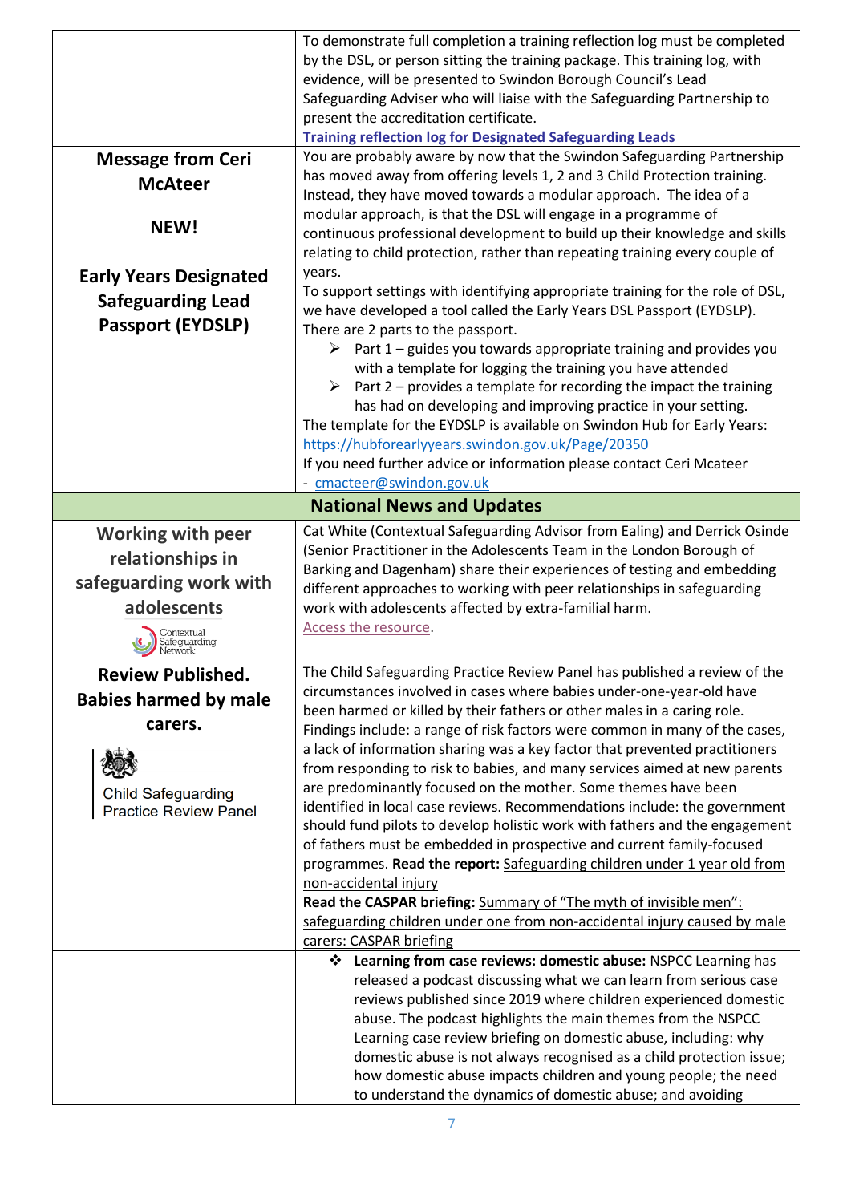| | |
|---|---|
| | To demonstrate full completion a training reflection log must be completed by the DSL, or person sitting the training package. This training log, with evidence, will be presented to Swindon Borough Council's Lead Safeguarding Adviser who will liaise with the Safeguarding Partnership to present the accreditation certificate.<br>**Training reflection log for Designated Safeguarding Leads** |
| **Message from Ceri McAteer**<br><br>**NEW!**<br><br>**Early Years Designated Safeguarding Lead Passport (EYDSLP)** | You are probably aware by now that the Swindon Safeguarding Partnership has moved away from offering levels 1, 2 and 3 Child Protection training. Instead, they have moved towards a modular approach. The idea of a modular approach, is that the DSL will engage in a programme of continuous professional development to build up their knowledge and skills relating to child protection, rather than repeating training every couple of years.<br>To support settings with identifying appropriate training for the role of DSL, we have developed a tool called the Early Years DSL Passport (EYDSLP).<br>There are 2 parts to the passport.<br>➢ Part 1 – guides you towards appropriate training and provides you with a template for logging the training you have attended<br>➢ Part 2 – provides a template for recording the impact the training has had on developing and improving practice in your setting.<br>The template for the EYDSLP is available on Swindon Hub for Early Years: https://hubforearlyyears.swindon.gov.uk/Page/20350<br>If you need further advice or information please contact Ceri Mcateer - cmacteer@swindon.gov.uk |
| **National News and Updates** | |
| **Working with peer relationships in safeguarding work with adolescents**<br>Contextual Safeguarding Network | Cat White (Contextual Safeguarding Advisor from Ealing) and Derrick Osinde (Senior Practitioner in the Adolescents Team in the London Borough of Barking and Dagenham) share their experiences of testing and embedding different approaches to working with peer relationships in safeguarding work with adolescents affected by extra-familial harm.<br>Access the resource. |
| **Review Published. Babies harmed by male carers.**<br>Child Safeguarding Practice Review Panel | The Child Safeguarding Practice Review Panel has published a review of the circumstances involved in cases where babies under-one-year-old have been harmed or killed by their fathers or other males in a caring role. Findings include: a range of risk factors were common in many of the cases, a lack of information sharing was a key factor that prevented practitioners from responding to risk to babies, and many services aimed at new parents are predominantly focused on the mother. Some themes have been identified in local case reviews. Recommendations include: the government should fund pilots to develop holistic work with fathers and the engagement of fathers must be embedded in prospective and current family-focused programmes. **Read the report:** Safeguarding children under 1 year old from non-accidental injury<br>**Read the CASPAR briefing:** Summary of "The myth of invisible men": safeguarding children under one from non-accidental injury caused by male carers: CASPAR briefing |
| | ❖ **Learning from case reviews: domestic abuse:** NSPCC Learning has released a podcast discussing what we can learn from serious case reviews published since 2019 where children experienced domestic abuse. The podcast highlights the main themes from the NSPCC Learning case review briefing on domestic abuse, including: why domestic abuse is not always recognised as a child protection issue; how domestic abuse impacts children and young people; the need to understand the dynamics of domestic abuse; and avoiding |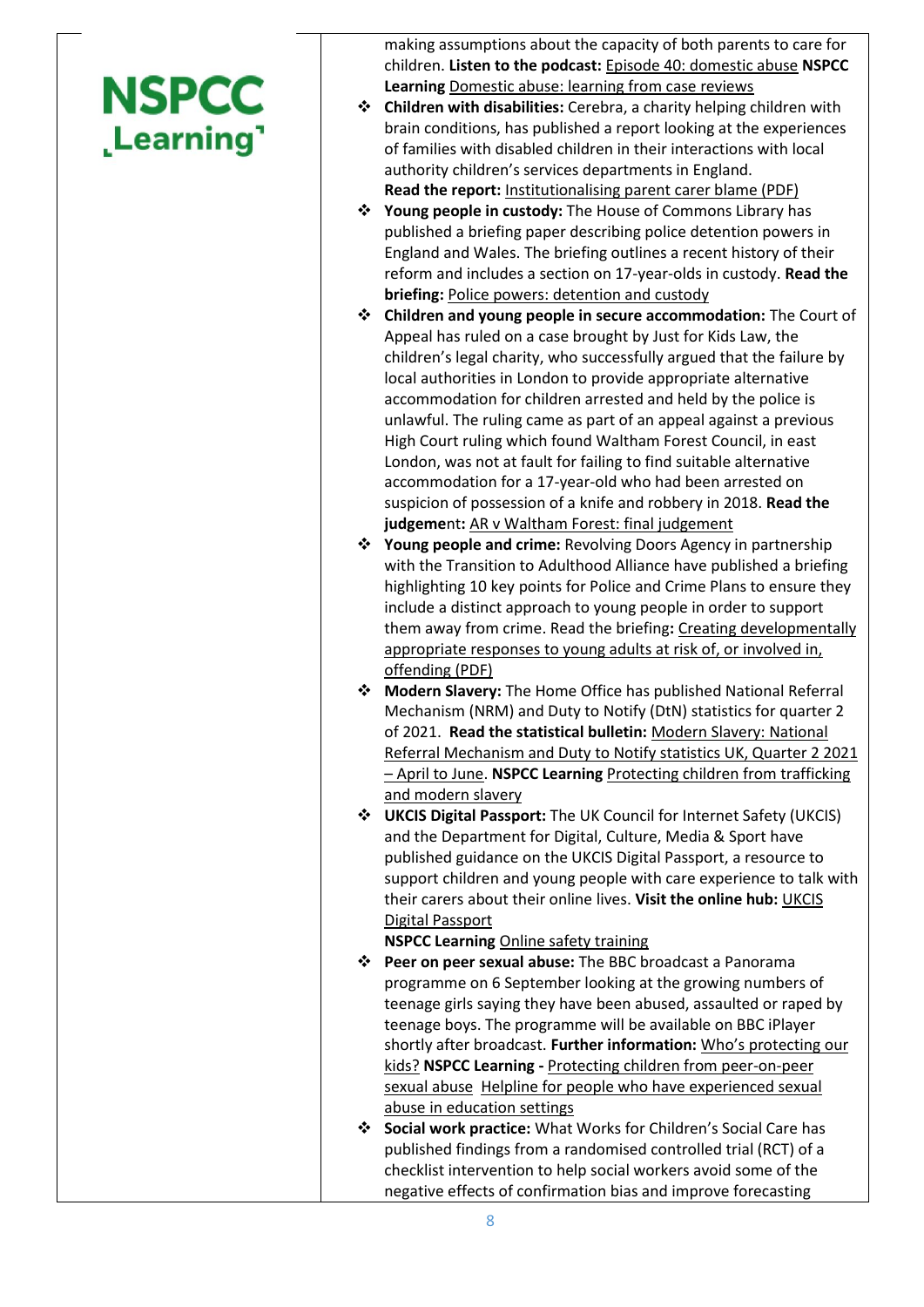making assumptions about the capacity of both parents to care for children. **Listen to the podcast:** Episode 40: domestic abuse **NSPCC Learning** Domestic abuse: learning from case reviews

- **Children with disabilities:** Cerebra, a charity helping children with brain conditions, has published a report looking at the experiences of families with disabled children in their interactions with local authority children's services departments in England.
  **Read the report:** Institutionalising parent carer blame (PDF)
- **Young people in custody:** The House of Commons Library has published a briefing paper describing police detention powers in England and Wales. The briefing outlines a recent history of their reform and includes a section on 17-year-olds in custody. **Read the briefing:** Police powers: detention and custody
- **Children and young people in secure accommodation:** The Court of Appeal has ruled on a case brought by Just for Kids Law, the children's legal charity, who successfully argued that the failure by local authorities in London to provide appropriate alternative accommodation for children arrested and held by the police is unlawful. The ruling came as part of an appeal against a previous High Court ruling which found Waltham Forest Council, in east London, was not at fault for failing to find suitable alternative accommodation for a 17-year-old who had been arrested on suspicion of possession of a knife and robbery in 2018. **Read the judgement:** AR v Waltham Forest: final judgement
- **Young people and crime:** Revolving Doors Agency in partnership with the Transition to Adulthood Alliance have published a briefing highlighting 10 key points for Police and Crime Plans to ensure they include a distinct approach to young people in order to support them away from crime. Read the briefing**:** Creating developmentally appropriate responses to young adults at risk of, or involved in, offending (PDF)
- **Modern Slavery:** The Home Office has published National Referral Mechanism (NRM) and Duty to Notify (DtN) statistics for quarter 2 of 2021. **Read the statistical bulletin:** Modern Slavery: National Referral Mechanism and Duty to Notify statistics UK, Quarter 2 2021 – April to June. **NSPCC Learning** Protecting children from trafficking and modern slavery
- **UKCIS Digital Passport:** The UK Council for Internet Safety (UKCIS) and the Department for Digital, Culture, Media & Sport have published guidance on the UKCIS Digital Passport, a resource to support children and young people with care experience to talk with their carers about their online lives. **Visit the online hub:** UKCIS Digital Passport
  **NSPCC Learning** Online safety training
- **Peer on peer sexual abuse:** The BBC broadcast a Panorama programme on 6 September looking at the growing numbers of teenage girls saying they have been abused, assaulted or raped by teenage boys. The programme will be available on BBC iPlayer shortly after broadcast. **Further information:** Who's protecting our kids? **NSPCC Learning -** Protecting children from peer-on-peer sexual abuse Helpline for people who have experienced sexual abuse in education settings
- **Social work practice:** What Works for Children's Social Care has published findings from a randomised controlled trial (RCT) of a checklist intervention to help social workers avoid some of the negative effects of confirmation bias and improve forecasting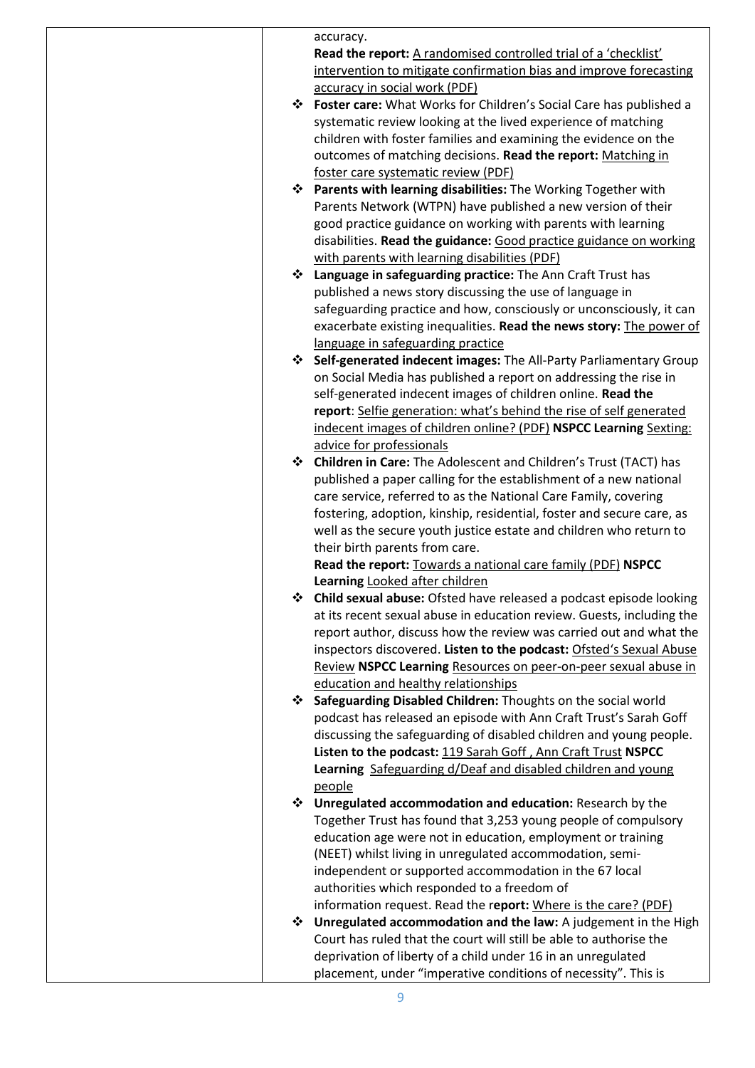accuracy.
**Read the report:** A randomised controlled trial of a 'checklist' intervention to mitigate confirmation bias and improve forecasting accuracy in social work (PDF)

- **Foster care:** What Works for Children's Social Care has published a systematic review looking at the lived experience of matching children with foster families and examining the evidence on the outcomes of matching decisions. **Read the report:** Matching in foster care systematic review (PDF)
- **Parents with learning disabilities:** The Working Together with Parents Network (WTPN) have published a new version of their good practice guidance on working with parents with learning disabilities. **Read the guidance:** Good practice guidance on working with parents with learning disabilities (PDF)
- **Language in safeguarding practice:** The Ann Craft Trust has published a news story discussing the use of language in safeguarding practice and how, consciously or unconsciously, it can exacerbate existing inequalities. **Read the news story:** The power of language in safeguarding practice
- **Self-generated indecent images:** The All-Party Parliamentary Group on Social Media has published a report on addressing the rise in self-generated indecent images of children online. **Read the report**: Selfie generation: what's behind the rise of self generated indecent images of children online? (PDF) **NSPCC Learning** Sexting: advice for professionals
- **Children in Care:** The Adolescent and Children's Trust (TACT) has published a paper calling for the establishment of a new national care service, referred to as the National Care Family, covering fostering, adoption, kinship, residential, foster and secure care, as well as the secure youth justice estate and children who return to their birth parents from care.
  **Read the report:** Towards a national care family (PDF) **NSPCC Learning** Looked after children
- **Child sexual abuse:** Ofsted have released a podcast episode looking at its recent sexual abuse in education review. Guests, including the report author, discuss how the review was carried out and what the inspectors discovered. **Listen to the podcast:** Ofsted's Sexual Abuse Review **NSPCC Learning** Resources on peer-on-peer sexual abuse in education and healthy relationships
- **Safeguarding Disabled Children:** Thoughts on the social world podcast has released an episode with Ann Craft Trust's Sarah Goff discussing the safeguarding of disabled children and young people. **Listen to the podcast:** 119 Sarah Goff , Ann Craft Trust **NSPCC Learning** Safeguarding d/Deaf and disabled children and young people
- **Unregulated accommodation and education:** Research by the Together Trust has found that 3,253 young people of compulsory education age were not in education, employment or training (NEET) whilst living in unregulated accommodation, semi-independent or supported accommodation in the 67 local authorities which responded to a freedom of information request. Read the r**eport:** Where is the care? (PDF)
- **Unregulated accommodation and the law:** A judgement in the High Court has ruled that the court will still be able to authorise the deprivation of liberty of a child under 16 in an unregulated placement, under "imperative conditions of necessity". This is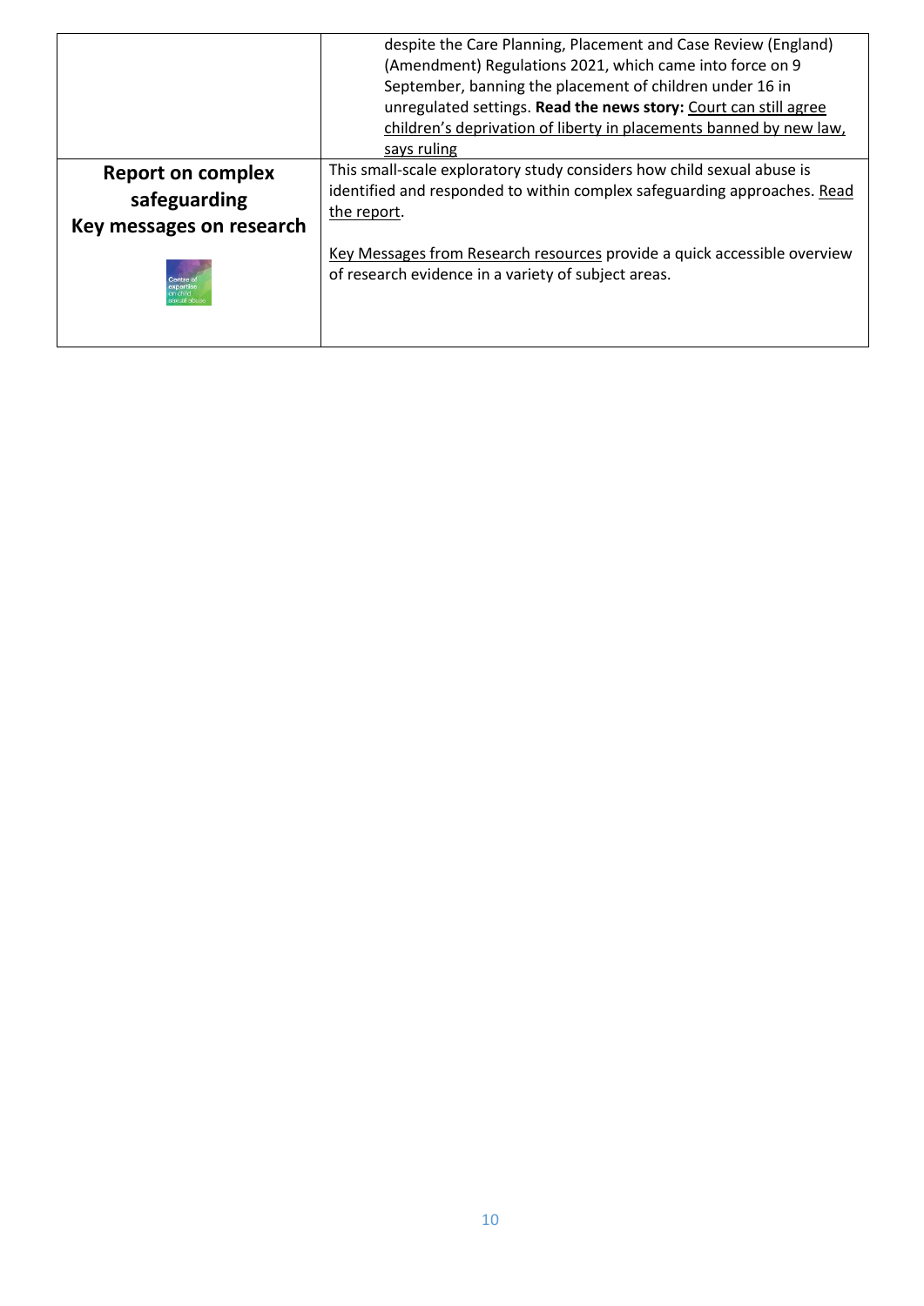| | |
|---|---|
| | despite the Care Planning, Placement and Case Review (England) (Amendment) Regulations 2021, which came into force on 9 September, banning the placement of children under 16 in unregulated settings. **Read the news story:** Court can still agree children's deprivation of liberty in placements banned by new law, says ruling |
| **Report on complex safeguarding Key messages on research** | This small-scale exploratory study considers how child sexual abuse is identified and responded to within complex safeguarding approaches. Read the report.<br><br>Key Messages from Research resources provide a quick accessible overview of research evidence in a variety of subject areas. |